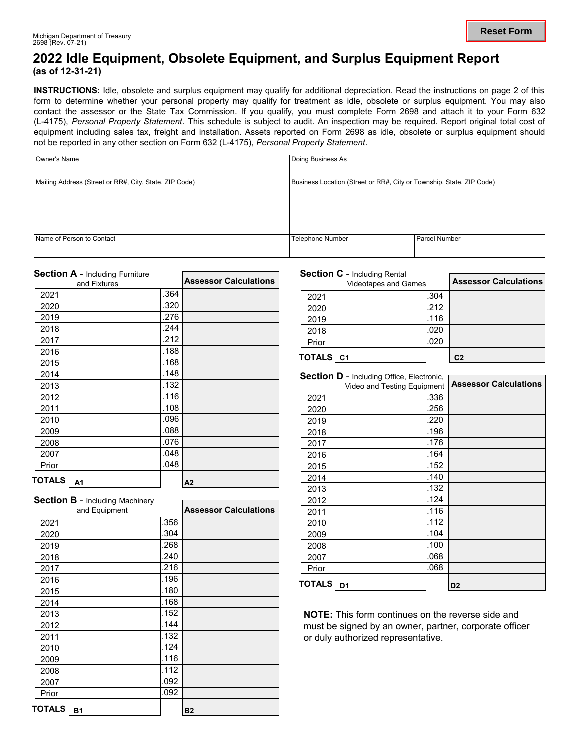Michigan Department of Treasury
2698 (Rev. 07-21)

# 2022 Idle Equipment, Obsolete Equipment, and Surplus Equipment Report

**(as of 12-31-21)**

**INSTRUCTIONS:** Idle, obsolete and surplus equipment may qualify for additional depreciation. Read the instructions on page 2 of this form to determine whether your personal property may qualify for treatment as idle, obsolete or surplus equipment. You may also contact the assessor or the State Tax Commission. If you qualify, you must complete Form 2698 and attach it to your Form 632 (L-4175), *Personal Property Statement*. This schedule is subject to audit. An inspection may be required. Report original total cost of equipment including sales tax, freight and installation. Assets reported on Form 2698 as idle, obsolete or surplus equipment should not be reported in any other section on Form 632 (L-4175), *Personal Property Statement*.

| Owner's Name | Doing Business As | |
|---|---|---|
| Mailing Address (Street or RR#, City, State, ZIP Code) | Business Location (Street or RR#, City or Township, State, ZIP Code) | |
| Name of Person to Contact | Telephone Number | Parcel Number |

## Section A - Including Furniture and Fixtures

| Year | | | Assessor Calculations |
|---|---|---|---|
| 2021 | | .364 | |
| 2020 | | .320 | |
| 2019 | | .276 | |
| 2018 | | .244 | |
| 2017 | | .212 | |
| 2016 | | .188 | |
| 2015 | | .168 | |
| 2014 | | .148 | |
| 2013 | | .132 | |
| 2012 | | .116 | |
| 2011 | | .108 | |
| 2010 | | .096 | |
| 2009 | | .088 | |
| 2008 | | .076 | |
| 2007 | | .048 | |
| Prior | | .048 | |
| TOTALS | A1 | | A2 |

## Section B - Including Machinery and Equipment

| Year | | | Assessor Calculations |
|---|---|---|---|
| 2021 | | .356 | |
| 2020 | | .304 | |
| 2019 | | .268 | |
| 2018 | | .240 | |
| 2017 | | .216 | |
| 2016 | | .196 | |
| 2015 | | .180 | |
| 2014 | | .168 | |
| 2013 | | .152 | |
| 2012 | | .144 | |
| 2011 | | .132 | |
| 2010 | | .124 | |
| 2009 | | .116 | |
| 2008 | | .112 | |
| 2007 | | .092 | |
| Prior | | .092 | |
| TOTALS | B1 | | B2 |

## Section C - Including Rental Videotapes and Games

| Year | | | Assessor Calculations |
|---|---|---|---|
| 2021 | | .304 | |
| 2020 | | .212 | |
| 2019 | | .116 | |
| 2018 | | .020 | |
| Prior | | .020 | |
| TOTALS | C1 | | C2 |

## Section D - Including Office, Electronic, Video and Testing Equipment

| Year | | | Assessor Calculations |
|---|---|---|---|
| 2021 | | .336 | |
| 2020 | | .256 | |
| 2019 | | .220 | |
| 2018 | | .196 | |
| 2017 | | .176 | |
| 2016 | | .164 | |
| 2015 | | .152 | |
| 2014 | | .140 | |
| 2013 | | .132 | |
| 2012 | | .124 | |
| 2011 | | .116 | |
| 2010 | | .112 | |
| 2009 | | .104 | |
| 2008 | | .100 | |
| 2007 | | .068 | |
| Prior | | .068 | |
| TOTALS | D1 | | D2 |

**NOTE:** This form continues on the reverse side and must be signed by an owner, partner, corporate officer or duly authorized representative.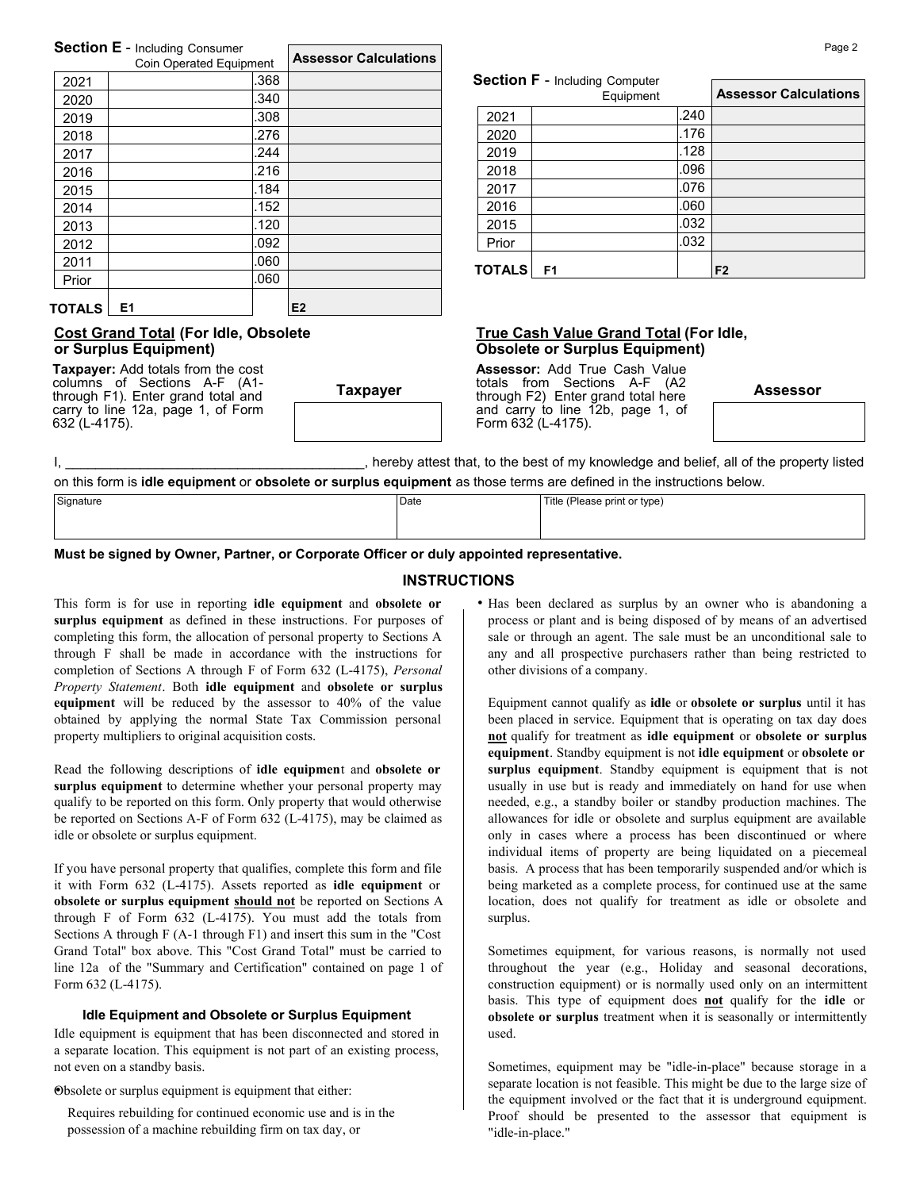**Section E** - Including Consumer Coin Operated Equipment

| | | | Assessor Calculations |
|---|---|---|---|
| 2021 | | .368 | |
| 2020 | | .340 | |
| 2019 | | .308 | |
| 2018 | | .276 | |
| 2017 | | .244 | |
| 2016 | | .216 | |
| 2015 | | .184 | |
| 2014 | | .152 | |
| 2013 | | .120 | |
| 2012 | | .092 | |
| 2011 | | .060 | |
| Prior | | .060 | |
| **TOTALS** | E1 | | E2 |

**Section F** - Including Computer Equipment

| | | | Assessor Calculations |
|---|---|---|---|
| 2021 | | .240 | |
| 2020 | | .176 | |
| 2019 | | .128 | |
| 2018 | | .096 | |
| 2017 | | .076 | |
| 2016 | | .060 | |
| 2015 | | .032 | |
| Prior | | .032 | |
| **TOTALS** | F1 | | F2 |

**Cost Grand Total (For Idle, Obsolete or Surplus Equipment)**

**Taxpayer:** Add totals from the cost columns of Sections A-F (A1- through F1). Enter grand total and carry to line 12a, page 1, of Form 632 (L-4175).

**Taxpayer**

**True Cash Value Grand Total (For Idle, Obsolete or Surplus Equipment)**

**Assessor:** Add True Cash Value totals from Sections A-F (A2 through F2) Enter grand total here and carry to line 12b, page 1, of Form 632 (L-4175).

**Assessor**

I, ________________________________________, hereby attest that, to the best of my knowledge and belief, all of the property listed on this form is **idle equipment** or **obsolete or surplus equipment** as those terms are defined in the instructions below.

| Signature | Date | Title (Please print or type) |
|---|---|---|
| | | |

**Must be signed by Owner, Partner, or Corporate Officer or duly appointed representative.**

## INSTRUCTIONS

This form is for use in reporting **idle equipment** and **obsolete or surplus equipment** as defined in these instructions. For purposes of completing this form, the allocation of personal property to Sections A through F shall be made in accordance with the instructions for completion of Sections A through F of Form 632 (L-4175), *Personal Property Statement*. Both **idle equipment** and **obsolete or surplus equipment** will be reduced by the assessor to 40% of the value obtained by applying the normal State Tax Commission personal property multipliers to original acquisition costs.

Read the following descriptions of **idle equipment** and **obsolete or surplus equipment** to determine whether your personal property may qualify to be reported on this form. Only property that would otherwise be reported on Sections A-F of Form 632 (L-4175), may be claimed as idle or obsolete or surplus equipment.

If you have personal property that qualifies, complete this form and file it with Form 632 (L-4175). Assets reported as **idle equipment** or **obsolete or surplus equipment** <u>**should not**</u> be reported on Sections A through F of Form 632 (L-4175). You must add the totals from Sections A through F (A-1 through F1) and insert this sum in the "Cost Grand Total" box above. This "Cost Grand Total" must be carried to line 12a of the "Summary and Certification" contained on page 1 of Form 632 (L-4175).

### Idle Equipment and Obsolete or Surplus Equipment

Idle equipment is equipment that has been disconnected and stored in a separate location. This equipment is not part of an existing process, not even on a standby basis.

Obsolete or surplus equipment is equipment that either:

- Requires rebuilding for continued economic use and is in the possession of a machine rebuilding firm on tax day, or
- Has been declared as surplus by an owner who is abandoning a process or plant and is being disposed of by means of an advertised sale or through an agent. The sale must be an unconditional sale to any and all prospective purchasers rather than being restricted to other divisions of a company.

Equipment cannot qualify as **idle** or **obsolete or surplus** until it has been placed in service. Equipment that is operating on tax day does <u>**not**</u> qualify for treatment as **idle equipment** or **obsolete or surplus equipment**. Standby equipment is not **idle equipment** or **obsolete or surplus equipment**. Standby equipment is equipment that is not usually in use but is ready and immediately on hand for use when needed, e.g., a standby boiler or standby production machines. The allowances for idle or obsolete and surplus equipment are available only in cases where a process has been discontinued or where individual items of property are being liquidated on a piecemeal basis. A process that has been temporarily suspended and/or which is being marketed as a complete process, for continued use at the same location, does not qualify for treatment as idle or obsolete and surplus.

Sometimes equipment, for various reasons, is normally not used throughout the year (e.g., Holiday and seasonal decorations, construction equipment) or is normally used only on an intermittent basis. This type of equipment does <u>**not**</u> qualify for the **idle** or **obsolete or surplus** treatment when it is seasonally or intermittently used.

Sometimes, equipment may be "idle-in-place" because storage in a separate location is not feasible. This might be due to the large size of the equipment involved or the fact that it is underground equipment. Proof should be presented to the assessor that equipment is "idle-in-place."